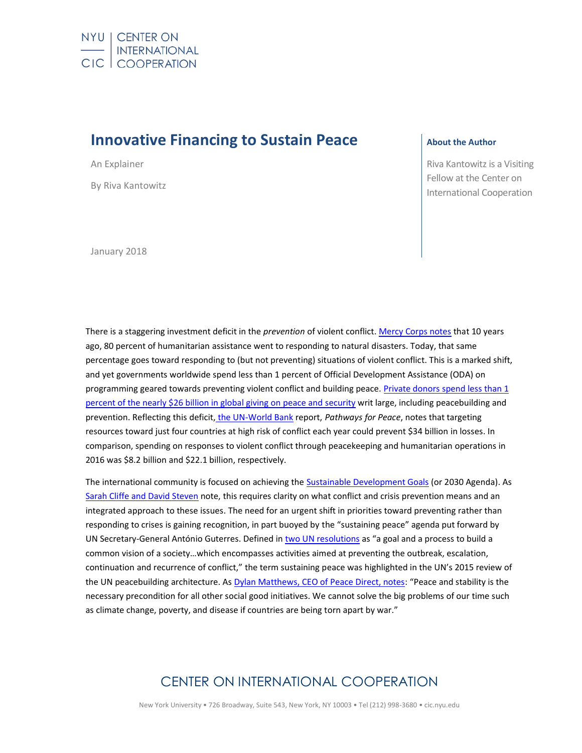NYU | CENTER ON INTERNATIONAL COOPERATION

# Innovative Financing to Sustain Peace

An Explainer

By Riva Kantowitz

January 2018

**About the Author**

Riva Kantowitz is a Visiting Fellow at the Center on International Cooperation

There is a staggering investment deficit in the *prevention* of violent conflict. Mercy Corps notes that 10 years ago, 80 percent of humanitarian assistance went to responding to natural disasters. Today, that same percentage goes toward responding to (but not preventing) situations of violent conflict. This is a marked shift, and yet governments worldwide spend less than 1 percent of Official Development Assistance (ODA) on programming geared towards preventing violent conflict and building peace. Private donors spend less than 1 percent of the nearly $26 billion in global giving on peace and security writ large, including peacebuilding and prevention. Reflecting this deficit, the UN-World Bank report, *Pathways for Peace*, notes that targeting resources toward just four countries at high risk of conflict each year could prevent $34 billion in losses. In comparison, spending on responses to violent conflict through peacekeeping and humanitarian operations in 2016 was $8.2 billion and $22.1 billion, respectively.

The international community is focused on achieving the Sustainable Development Goals (or 2030 Agenda). As Sarah Cliffe and David Steven note, this requires clarity on what conflict and crisis prevention means and an integrated approach to these issues. The need for an urgent shift in priorities toward preventing rather than responding to crises is gaining recognition, in part buoyed by the "sustaining peace" agenda put forward by UN Secretary-General António Guterres. Defined in two UN resolutions as "a goal and a process to build a common vision of a society…which encompasses activities aimed at preventing the outbreak, escalation, continuation and recurrence of conflict," the term sustaining peace was highlighted in the UN's 2015 review of the UN peacebuilding architecture. As Dylan Matthews, CEO of Peace Direct, notes: "Peace and stability is the necessary precondition for all other social good initiatives. We cannot solve the big problems of our time such as climate change, poverty, and disease if countries are being torn apart by war."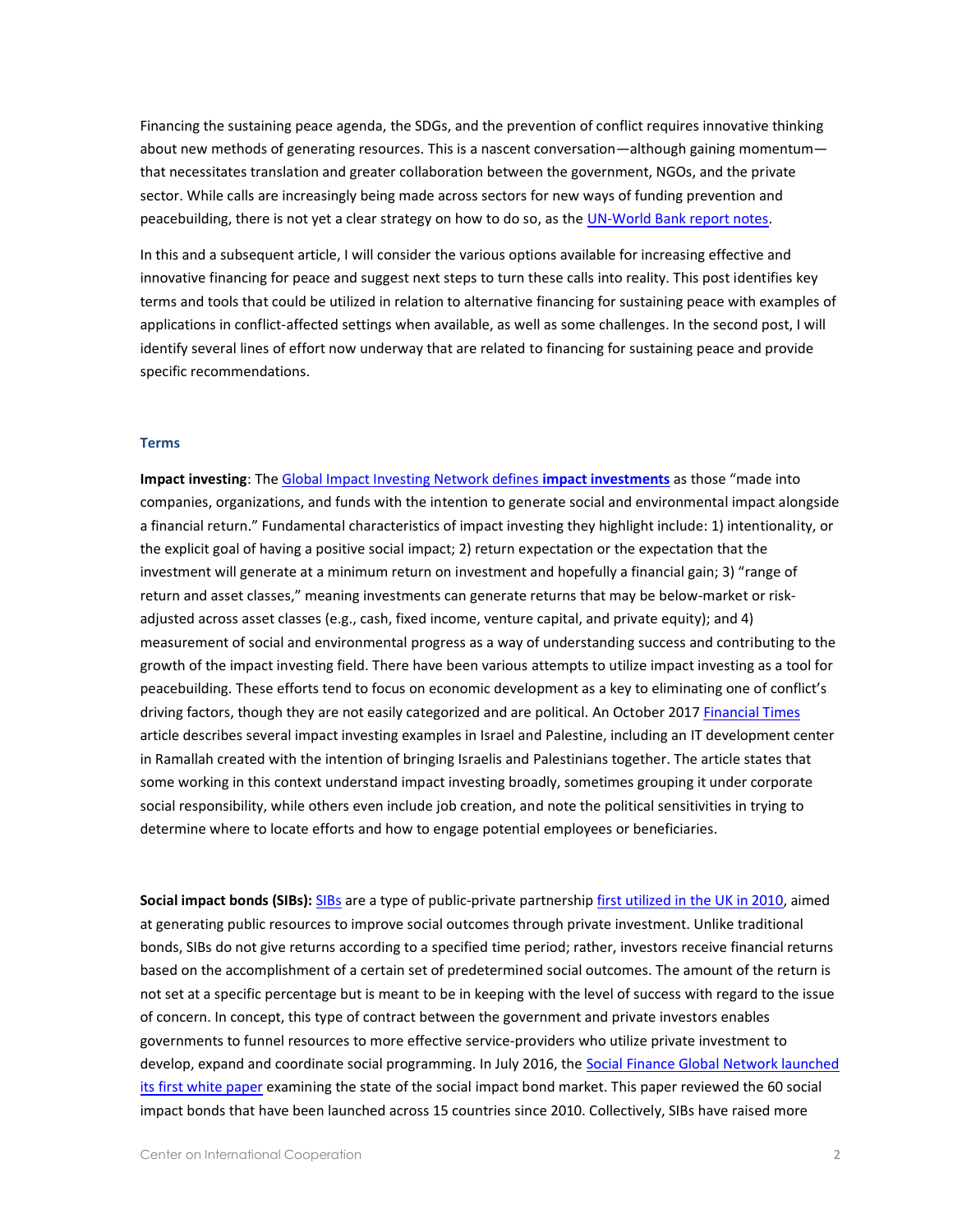Financing the sustaining peace agenda, the SDGs, and the prevention of conflict requires innovative thinking about new methods of generating resources. This is a nascent conversation—although gaining momentum—that necessitates translation and greater collaboration between the government, NGOs, and the private sector. While calls are increasingly being made across sectors for new ways of funding prevention and peacebuilding, there is not yet a clear strategy on how to do so, as the UN-World Bank report notes.

In this and a subsequent article, I will consider the various options available for increasing effective and innovative financing for peace and suggest next steps to turn these calls into reality. This post identifies key terms and tools that could be utilized in relation to alternative financing for sustaining peace with examples of applications in conflict-affected settings when available, as well as some challenges. In the second post, I will identify several lines of effort now underway that are related to financing for sustaining peace and provide specific recommendations.

### Terms

**Impact investing**: The Global Impact Investing Network defines **impact investments** as those "made into companies, organizations, and funds with the intention to generate social and environmental impact alongside a financial return." Fundamental characteristics of impact investing they highlight include: 1) intentionality, or the explicit goal of having a positive social impact; 2) return expectation or the expectation that the investment will generate at a minimum return on investment and hopefully a financial gain; 3) "range of return and asset classes," meaning investments can generate returns that may be below-market or risk-adjusted across asset classes (e.g., cash, fixed income, venture capital, and private equity); and 4) measurement of social and environmental progress as a way of understanding success and contributing to the growth of the impact investing field. There have been various attempts to utilize impact investing as a tool for peacebuilding. These efforts tend to focus on economic development as a key to eliminating one of conflict's driving factors, though they are not easily categorized and are political. An October 2017 Financial Times article describes several impact investing examples in Israel and Palestine, including an IT development center in Ramallah created with the intention of bringing Israelis and Palestinians together. The article states that some working in this context understand impact investing broadly, sometimes grouping it under corporate social responsibility, while others even include job creation, and note the political sensitivities in trying to determine where to locate efforts and how to engage potential employees or beneficiaries.

**Social impact bonds (SIBs):** SIBs are a type of public-private partnership first utilized in the UK in 2010, aimed at generating public resources to improve social outcomes through private investment. Unlike traditional bonds, SIBs do not give returns according to a specified time period; rather, investors receive financial returns based on the accomplishment of a certain set of predetermined social outcomes. The amount of the return is not set at a specific percentage but is meant to be in keeping with the level of success with regard to the issue of concern. In concept, this type of contract between the government and private investors enables governments to funnel resources to more effective service-providers who utilize private investment to develop, expand and coordinate social programming. In July 2016, the Social Finance Global Network launched its first white paper examining the state of the social impact bond market. This paper reviewed the 60 social impact bonds that have been launched across 15 countries since 2010. Collectively, SIBs have raised more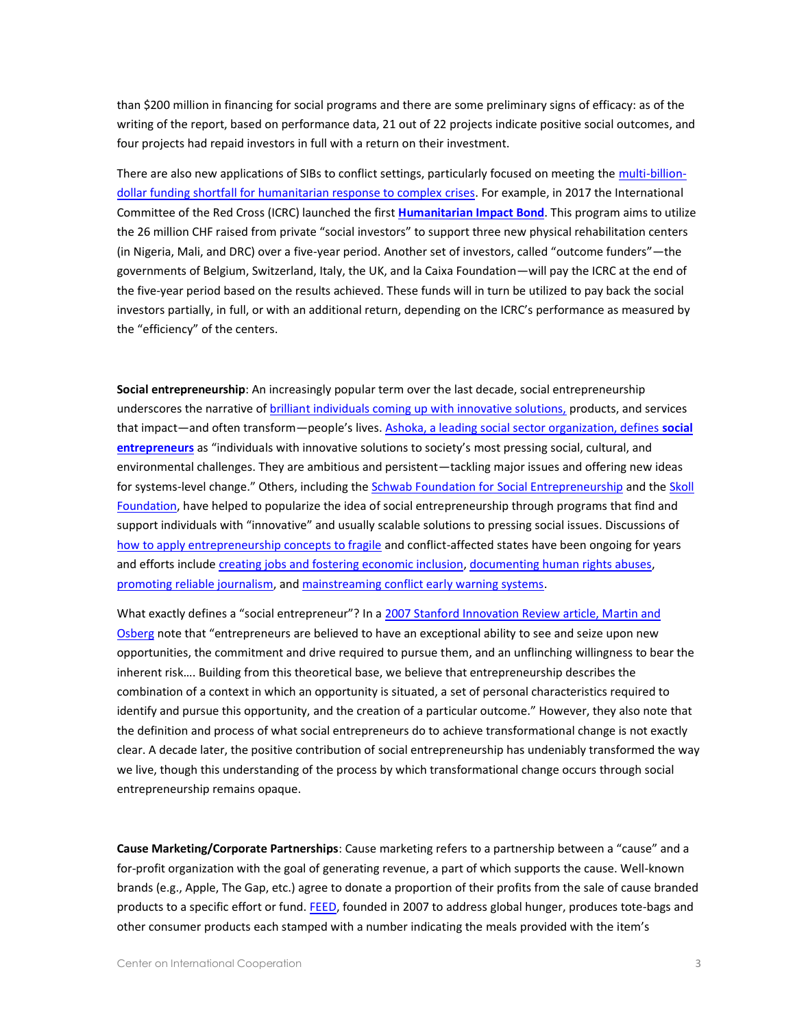than $200 million in financing for social programs and there are some preliminary signs of efficacy: as of the writing of the report, based on performance data, 21 out of 22 projects indicate positive social outcomes, and four projects had repaid investors in full with a return on their investment.

There are also new applications of SIBs to conflict settings, particularly focused on meeting the multi-billion-dollar funding shortfall for humanitarian response to complex crises. For example, in 2017 the International Committee of the Red Cross (ICRC) launched the first **Humanitarian Impact Bond**. This program aims to utilize the 26 million CHF raised from private "social investors" to support three new physical rehabilitation centers (in Nigeria, Mali, and DRC) over a five-year period. Another set of investors, called "outcome funders"—the governments of Belgium, Switzerland, Italy, the UK, and la Caixa Foundation—will pay the ICRC at the end of the five-year period based on the results achieved. These funds will in turn be utilized to pay back the social investors partially, in full, or with an additional return, depending on the ICRC's performance as measured by the "efficiency" of the centers.

**Social entrepreneurship**: An increasingly popular term over the last decade, social entrepreneurship underscores the narrative of brilliant individuals coming up with innovative solutions, products, and services that impact—and often transform—people's lives. Ashoka, a leading social sector organization, defines **social entrepreneurs** as "individuals with innovative solutions to society's most pressing social, cultural, and environmental challenges. They are ambitious and persistent—tackling major issues and offering new ideas for systems-level change." Others, including the Schwab Foundation for Social Entrepreneurship and the Skoll Foundation, have helped to popularize the idea of social entrepreneurship through programs that find and support individuals with "innovative" and usually scalable solutions to pressing social issues. Discussions of how to apply entrepreneurship concepts to fragile and conflict-affected states have been ongoing for years and efforts include creating jobs and fostering economic inclusion, documenting human rights abuses, promoting reliable journalism, and mainstreaming conflict early warning systems.

What exactly defines a "social entrepreneur"? In a 2007 Stanford Innovation Review article, Martin and Osberg note that "entrepreneurs are believed to have an exceptional ability to see and seize upon new opportunities, the commitment and drive required to pursue them, and an unflinching willingness to bear the inherent risk…. Building from this theoretical base, we believe that entrepreneurship describes the combination of a context in which an opportunity is situated, a set of personal characteristics required to identify and pursue this opportunity, and the creation of a particular outcome." However, they also note that the definition and process of what social entrepreneurs do to achieve transformational change is not exactly clear. A decade later, the positive contribution of social entrepreneurship has undeniably transformed the way we live, though this understanding of the process by which transformational change occurs through social entrepreneurship remains opaque.

**Cause Marketing/Corporate Partnerships**: Cause marketing refers to a partnership between a "cause" and a for-profit organization with the goal of generating revenue, a part of which supports the cause. Well-known brands (e.g., Apple, The Gap, etc.) agree to donate a proportion of their profits from the sale of cause branded products to a specific effort or fund. FEED, founded in 2007 to address global hunger, produces tote-bags and other consumer products each stamped with a number indicating the meals provided with the item's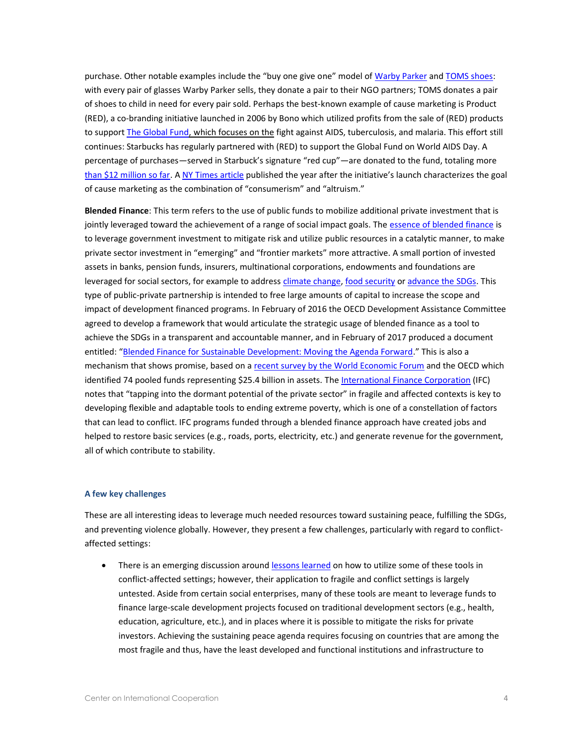purchase. Other notable examples include the "buy one give one" model of Warby Parker and TOMS shoes: with every pair of glasses Warby Parker sells, they donate a pair to their NGO partners; TOMS donates a pair of shoes to child in need for every pair sold. Perhaps the best-known example of cause marketing is Product (RED), a co-branding initiative launched in 2006 by Bono which utilized profits from the sale of (RED) products to support The Global Fund, which focuses on the fight against AIDS, tuberculosis, and malaria. This effort still continues: Starbucks has regularly partnered with (RED) to support the Global Fund on World AIDS Day. A percentage of purchases—served in Starbuck's signature "red cup"—are donated to the fund, totaling more than $12 million so far. A NY Times article published the year after the initiative's launch characterizes the goal of cause marketing as the combination of "consumerism" and "altruism."

**Blended Finance**: This term refers to the use of public funds to mobilize additional private investment that is jointly leveraged toward the achievement of a range of social impact goals. The essence of blended finance is to leverage government investment to mitigate risk and utilize public resources in a catalytic manner, to make private sector investment in "emerging" and "frontier markets" more attractive. A small portion of invested assets in banks, pension funds, insurers, multinational corporations, endowments and foundations are leveraged for social sectors, for example to address climate change, food security or advance the SDGs. This type of public-private partnership is intended to free large amounts of capital to increase the scope and impact of development financed programs. In February of 2016 the OECD Development Assistance Committee agreed to develop a framework that would articulate the strategic usage of blended finance as a tool to achieve the SDGs in a transparent and accountable manner, and in February of 2017 produced a document entitled: "Blended Finance for Sustainable Development: Moving the Agenda Forward." This is also a mechanism that shows promise, based on a recent survey by the World Economic Forum and the OECD which identified 74 pooled funds representing $25.4 billion in assets. The International Finance Corporation (IFC) notes that "tapping into the dormant potential of the private sector" in fragile and affected contexts is key to developing flexible and adaptable tools to ending extreme poverty, which is one of a constellation of factors that can lead to conflict. IFC programs funded through a blended finance approach have created jobs and helped to restore basic services (e.g., roads, ports, electricity, etc.) and generate revenue for the government, all of which contribute to stability.

### A few key challenges

These are all interesting ideas to leverage much needed resources toward sustaining peace, fulfilling the SDGs, and preventing violence globally. However, they present a few challenges, particularly with regard to conflict-affected settings:

- There is an emerging discussion around lessons learned on how to utilize some of these tools in conflict-affected settings; however, their application to fragile and conflict settings is largely untested. Aside from certain social enterprises, many of these tools are meant to leverage funds to finance large-scale development projects focused on traditional development sectors (e.g., health, education, agriculture, etc.), and in places where it is possible to mitigate the risks for private investors. Achieving the sustaining peace agenda requires focusing on countries that are among the most fragile and thus, have the least developed and functional institutions and infrastructure to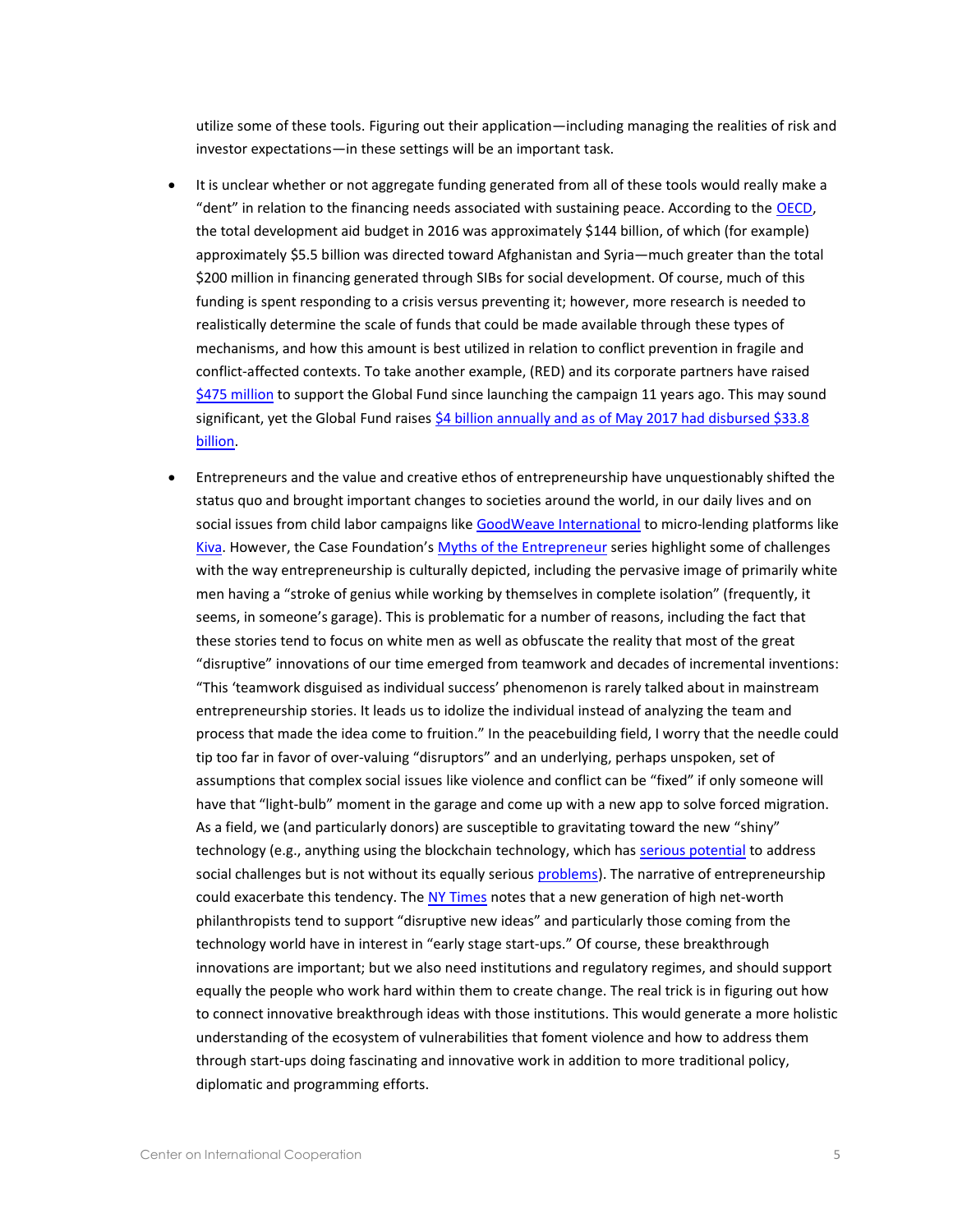utilize some of these tools. Figuring out their application—including managing the realities of risk and investor expectations—in these settings will be an important task.

- It is unclear whether or not aggregate funding generated from all of these tools would really make a "dent" in relation to the financing needs associated with sustaining peace. According to the OECD, the total development aid budget in 2016 was approximately $144 billion, of which (for example) approximately $5.5 billion was directed toward Afghanistan and Syria—much greater than the total $200 million in financing generated through SIBs for social development. Of course, much of this funding is spent responding to a crisis versus preventing it; however, more research is needed to realistically determine the scale of funds that could be made available through these types of mechanisms, and how this amount is best utilized in relation to conflict prevention in fragile and conflict-affected contexts. To take another example, (RED) and its corporate partners have raised $475 million to support the Global Fund since launching the campaign 11 years ago. This may sound significant, yet the Global Fund raises $4 billion annually and as of May 2017 had disbursed $33.8 billion.

- Entrepreneurs and the value and creative ethos of entrepreneurship have unquestionably shifted the status quo and brought important changes to societies around the world, in our daily lives and on social issues from child labor campaigns like GoodWeave International to micro-lending platforms like Kiva. However, the Case Foundation's Myths of the Entrepreneur series highlight some of challenges with the way entrepreneurship is culturally depicted, including the pervasive image of primarily white men having a "stroke of genius while working by themselves in complete isolation" (frequently, it seems, in someone's garage). This is problematic for a number of reasons, including the fact that these stories tend to focus on white men as well as obfuscate the reality that most of the great "disruptive" innovations of our time emerged from teamwork and decades of incremental inventions: "This 'teamwork disguised as individual success' phenomenon is rarely talked about in mainstream entrepreneurship stories. It leads us to idolize the individual instead of analyzing the team and process that made the idea come to fruition." In the peacebuilding field, I worry that the needle could tip too far in favor of over-valuing "disruptors" and an underlying, perhaps unspoken, set of assumptions that complex social issues like violence and conflict can be "fixed" if only someone will have that "light-bulb" moment in the garage and come up with a new app to solve forced migration. As a field, we (and particularly donors) are susceptible to gravitating toward the new "shiny" technology (e.g., anything using the blockchain technology, which has serious potential to address social challenges but is not without its equally serious problems). The narrative of entrepreneurship could exacerbate this tendency. The NY Times notes that a new generation of high net-worth philanthropists tend to support "disruptive new ideas" and particularly those coming from the technology world have in interest in "early stage start-ups." Of course, these breakthrough innovations are important; but we also need institutions and regulatory regimes, and should support equally the people who work hard within them to create change. The real trick is in figuring out how to connect innovative breakthrough ideas with those institutions. This would generate a more holistic understanding of the ecosystem of vulnerabilities that foment violence and how to address them through start-ups doing fascinating and innovative work in addition to more traditional policy, diplomatic and programming efforts.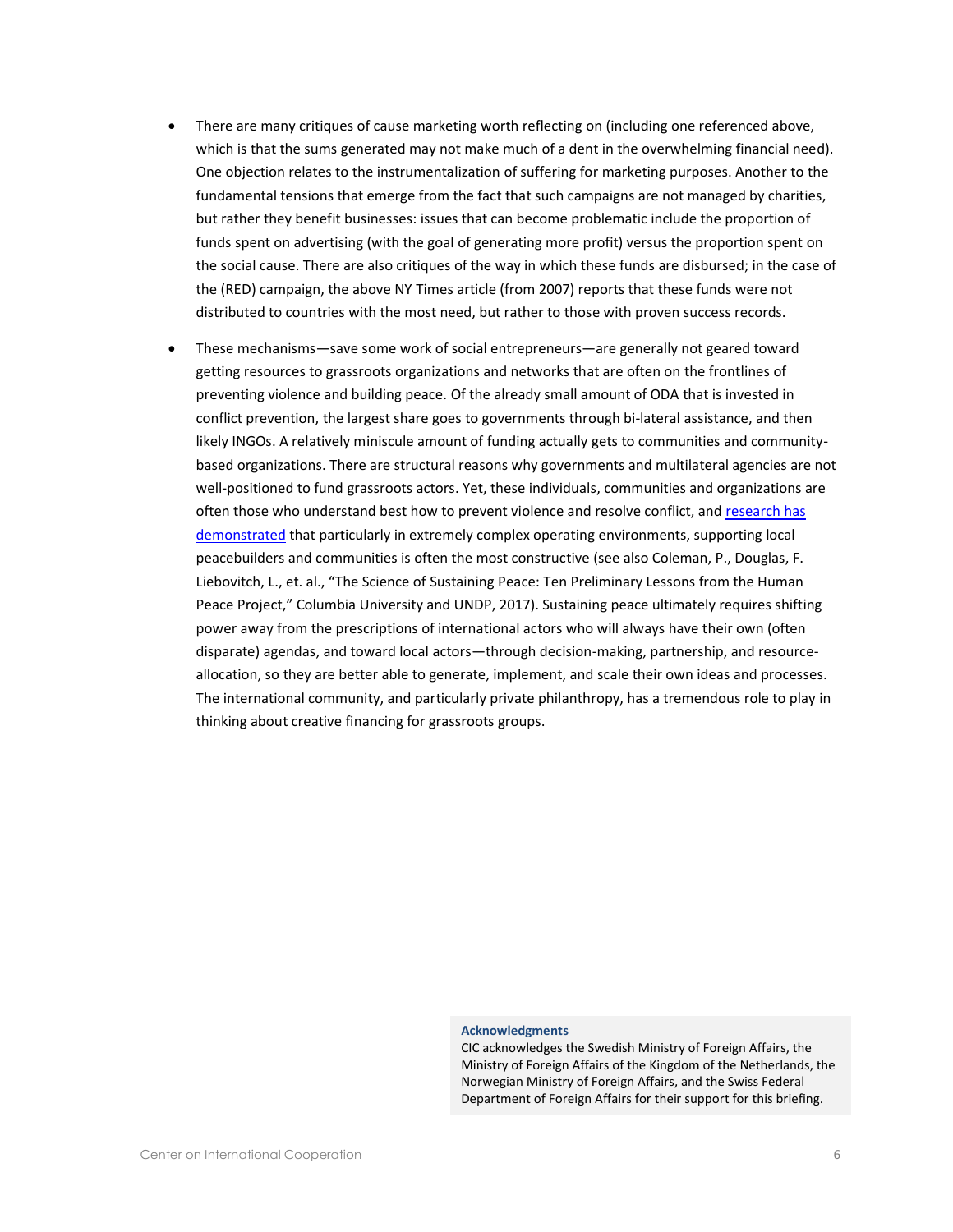- There are many critiques of cause marketing worth reflecting on (including one referenced above, which is that the sums generated may not make much of a dent in the overwhelming financial need). One objection relates to the instrumentalization of suffering for marketing purposes. Another to the fundamental tensions that emerge from the fact that such campaigns are not managed by charities, but rather they benefit businesses: issues that can become problematic include the proportion of funds spent on advertising (with the goal of generating more profit) versus the proportion spent on the social cause. There are also critiques of the way in which these funds are disbursed; in the case of the (RED) campaign, the above NY Times article (from 2007) reports that these funds were not distributed to countries with the most need, but rather to those with proven success records.

- These mechanisms—save some work of social entrepreneurs—are generally not geared toward getting resources to grassroots organizations and networks that are often on the frontlines of preventing violence and building peace. Of the already small amount of ODA that is invested in conflict prevention, the largest share goes to governments through bi-lateral assistance, and then likely INGOs. A relatively miniscule amount of funding actually gets to communities and community-based organizations. There are structural reasons why governments and multilateral agencies are not well-positioned to fund grassroots actors. Yet, these individuals, communities and organizations are often those who understand best how to prevent violence and resolve conflict, and research has demonstrated that particularly in extremely complex operating environments, supporting local peacebuilders and communities is often the most constructive (see also Coleman, P., Douglas, F. Liebovitch, L., et. al., "The Science of Sustaining Peace: Ten Preliminary Lessons from the Human Peace Project," Columbia University and UNDP, 2017). Sustaining peace ultimately requires shifting power away from the prescriptions of international actors who will always have their own (often disparate) agendas, and toward local actors—through decision-making, partnership, and resource-allocation, so they are better able to generate, implement, and scale their own ideas and processes. The international community, and particularly private philanthropy, has a tremendous role to play in thinking about creative financing for grassroots groups.

**Acknowledgments**

CIC acknowledges the Swedish Ministry of Foreign Affairs, the Ministry of Foreign Affairs of the Kingdom of the Netherlands, the Norwegian Ministry of Foreign Affairs, and the Swiss Federal Department of Foreign Affairs for their support for this briefing.